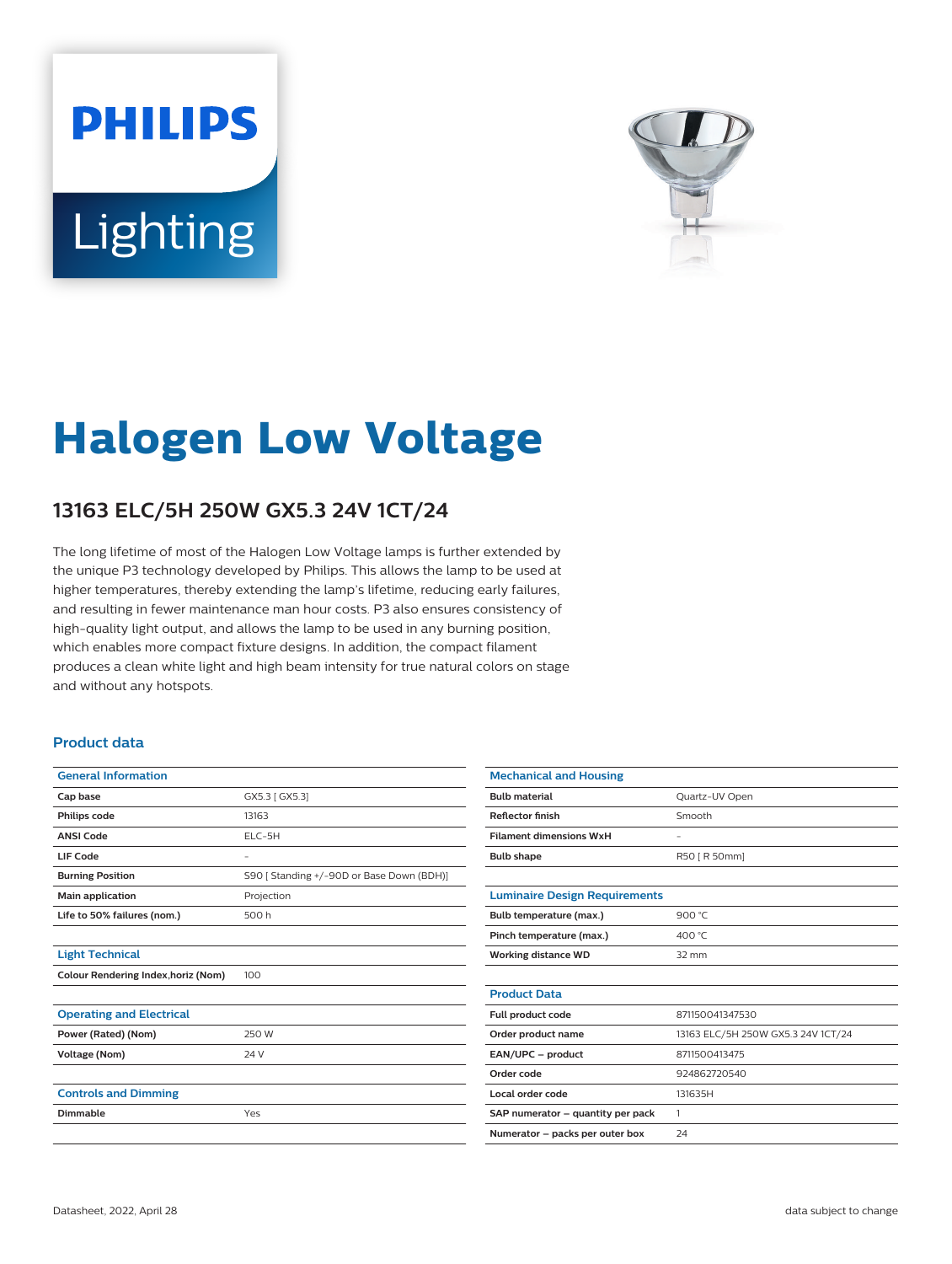PHILIPS

Lighting

# Halogen Low Voltage

## 13163 ELC/5H 250W GX5.3 24V 1CT/24

The long lifetime of most of the Halogen Low Voltage lamps is further extended by the unique P3 technology developed by Philips. This allows the lamp to be used at higher temperatures, thereby extending the lamp's lifetime, reducing early failures, and resulting in fewer maintenance man hour costs. P3 also ensures consistency of high-quality light output, and allows the lamp to be used in any burning position, which enables more compact fixture designs. In addition, the compact filament produces a clean white light and high beam intensity for true natural colors on stage and without any hotspots.

### Product data

| General Information | |
|---|---|
| Cap base | GX5.3 [ GX5.3] |
| Philips code | 13163 |
| ANSI Code | ELC-5H |
| LIF Code | - |
| Burning Position | S90 [ Standing +/-90D or Base Down (BDH)] |
| Main application | Projection |
| Life to 50% failures (nom.) | 500 h |

| Light Technical | |
|---|---|
| Colour Rendering Index,horiz (Nom) | 100 |

| Operating and Electrical | |
|---|---|
| Power (Rated) (Nom) | 250 W |
| Voltage (Nom) | 24 V |

| Controls and Dimming | |
|---|---|
| Dimmable | Yes |

| Mechanical and Housing | |
|---|---|
| Bulb material | Quartz-UV Open |
| Reflector finish | Smooth |
| Filament dimensions WxH | - |
| Bulb shape | R50 [ R 50mm] |

| Luminaire Design Requirements | |
|---|---|
| Bulb temperature (max.) | 900 °C |
| Pinch temperature (max.) | 400 °C |
| Working distance WD | 32 mm |

| Product Data | |
|---|---|
| Full product code | 871150041347530 |
| Order product name | 13163 ELC/5H 250W GX5.3 24V 1CT/24 |
| EAN/UPC – product | 8711500413475 |
| Order code | 924862720540 |
| Local order code | 131635H |
| SAP numerator – quantity per pack | 1 |
| Numerator – packs per outer box | 24 |

Datasheet, 2022, April 28

data subject to change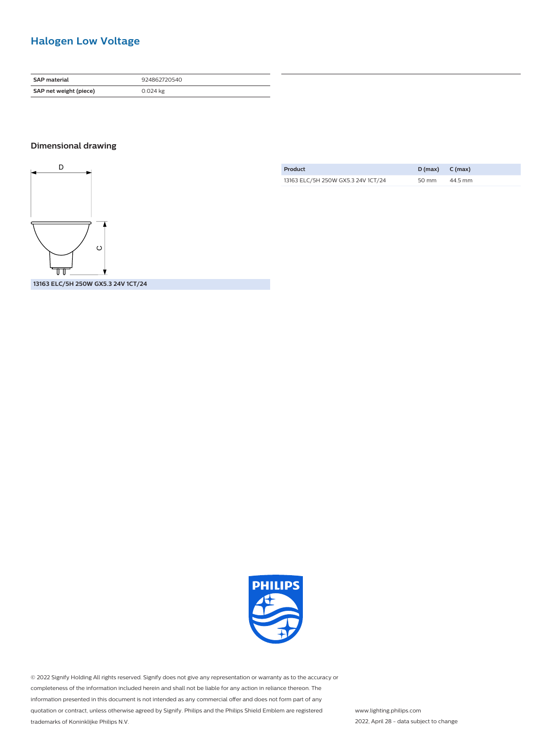## Halogen Low Voltage

| | |
|---|---|
| **SAP material** | 924862720540 |
| **SAP net weight (piece)** | 0.024 kg |

### Dimensional drawing

D

C

**13163 ELC/5H 250W GX5.3 24V 1CT/24**

| Product | D (max) | C (max) |
|---|---|---|
| 13163 ELC/5H 250W GX5.3 24V 1CT/24 | 50 mm | 44.5 mm |

© 2022 Signify Holding All rights reserved. Signify does not give any representation or warranty as to the accuracy or completeness of the information included herein and shall not be liable for any action in reliance thereon. The information presented in this document is not intended as any commercial offer and does not form part of any quotation or contract, unless otherwise agreed by Signify. Philips and the Philips Shield Emblem are registered trademarks of Koninklijke Philips N.V.

www.lighting.philips.com

2022, April 28 - data subject to change